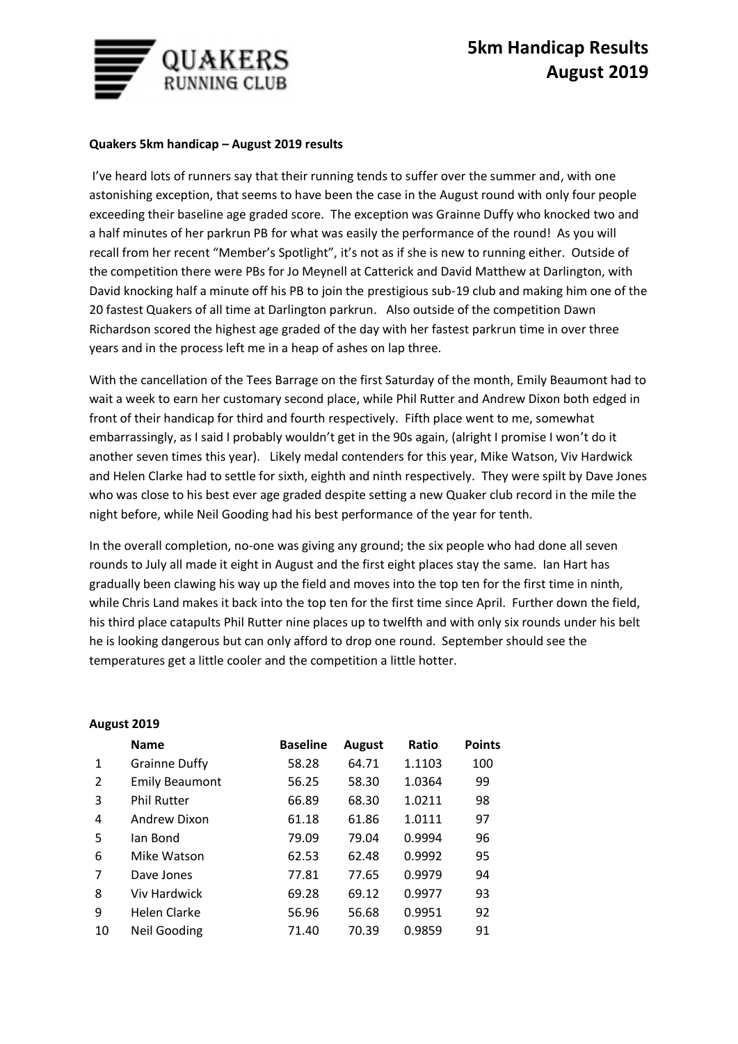# 5km Handicap Results August 2019

**Quakers 5km handicap – August 2019 results**

I've heard lots of runners say that their running tends to suffer over the summer and, with one astonishing exception, that seems to have been the case in the August round with only four people exceeding their baseline age graded score. The exception was Grainne Duffy who knocked two and a half minutes of her parkrun PB for what was easily the performance of the round! As you will recall from her recent "Member's Spotlight", it's not as if she is new to running either. Outside of the competition there were PBs for Jo Meynell at Catterick and David Matthew at Darlington, with David knocking half a minute off his PB to join the prestigious sub-19 club and making him one of the 20 fastest Quakers of all time at Darlington parkrun. Also outside of the competition Dawn Richardson scored the highest age graded of the day with her fastest parkrun time in over three years and in the process left me in a heap of ashes on lap three.

With the cancellation of the Tees Barrage on the first Saturday of the month, Emily Beaumont had to wait a week to earn her customary second place, while Phil Rutter and Andrew Dixon both edged in front of their handicap for third and fourth respectively. Fifth place went to me, somewhat embarrassingly, as I said I probably wouldn't get in the 90s again, (alright I promise I won't do it another seven times this year). Likely medal contenders for this year, Mike Watson, Viv Hardwick and Helen Clarke had to settle for sixth, eighth and ninth respectively. They were spilt by Dave Jones who was close to his best ever age graded despite setting a new Quaker club record in the mile the night before, while Neil Gooding had his best performance of the year for tenth.

In the overall completion, no-one was giving any ground; the six people who had done all seven rounds to July all made it eight in August and the first eight places stay the same. Ian Hart has gradually been clawing his way up the field and moves into the top ten for the first time in ninth, while Chris Land makes it back into the top ten for the first time since April. Further down the field, his third place catapults Phil Rutter nine places up to twelfth and with only six rounds under his belt he is looking dangerous but can only afford to drop one round. September should see the temperatures get a little cooler and the competition a little hotter.

**August 2019**

| | Name | Baseline | August | Ratio | Points |
|---|---|---|---|---|---|
| 1 | Grainne Duffy | 58.28 | 64.71 | 1.1103 | 100 |
| 2 | Emily Beaumont | 56.25 | 58.30 | 1.0364 | 99 |
| 3 | Phil Rutter | 66.89 | 68.30 | 1.0211 | 98 |
| 4 | Andrew Dixon | 61.18 | 61.86 | 1.0111 | 97 |
| 5 | Ian Bond | 79.09 | 79.04 | 0.9994 | 96 |
| 6 | Mike Watson | 62.53 | 62.48 | 0.9992 | 95 |
| 7 | Dave Jones | 77.81 | 77.65 | 0.9979 | 94 |
| 8 | Viv Hardwick | 69.28 | 69.12 | 0.9977 | 93 |
| 9 | Helen Clarke | 56.96 | 56.68 | 0.9951 | 92 |
| 10 | Neil Gooding | 71.40 | 70.39 | 0.9859 | 91 |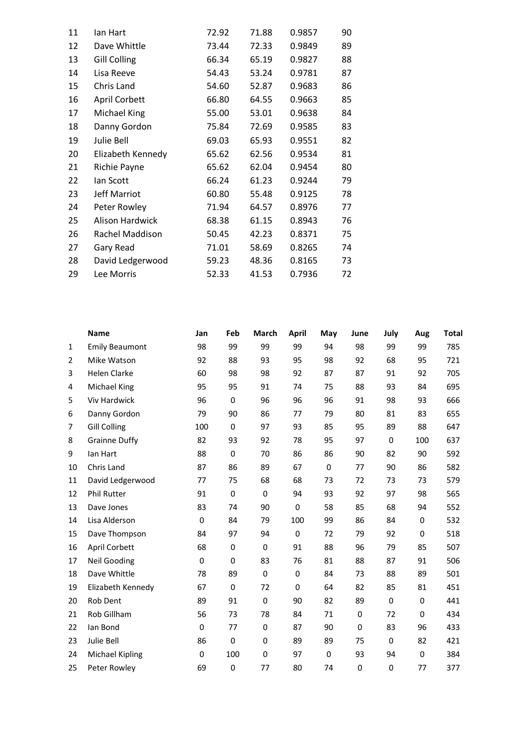| | | | | | |
|---|---|---|---|---|---|
| 11 | Ian Hart | 72.92 | 71.88 | 0.9857 | 90 |
| 12 | Dave Whittle | 73.44 | 72.33 | 0.9849 | 89 |
| 13 | Gill Colling | 66.34 | 65.19 | 0.9827 | 88 |
| 14 | Lisa Reeve | 54.43 | 53.24 | 0.9781 | 87 |
| 15 | Chris Land | 54.60 | 52.87 | 0.9683 | 86 |
| 16 | April Corbett | 66.80 | 64.55 | 0.9663 | 85 |
| 17 | Michael King | 55.00 | 53.01 | 0.9638 | 84 |
| 18 | Danny Gordon | 75.84 | 72.69 | 0.9585 | 83 |
| 19 | Julie Bell | 69.03 | 65.93 | 0.9551 | 82 |
| 20 | Elizabeth Kennedy | 65.62 | 62.56 | 0.9534 | 81 |
| 21 | Richie Payne | 65.62 | 62.04 | 0.9454 | 80 |
| 22 | Ian Scott | 66.24 | 61.23 | 0.9244 | 79 |
| 23 | Jeff Marriot | 60.80 | 55.48 | 0.9125 | 78 |
| 24 | Peter Rowley | 71.94 | 64.57 | 0.8976 | 77 |
| 25 | Alison Hardwick | 68.38 | 61.15 | 0.8943 | 76 |
| 26 | Rachel Maddison | 50.45 | 42.23 | 0.8371 | 75 |
| 27 | Gary Read | 71.01 | 58.69 | 0.8265 | 74 |
| 28 | David Ledgerwood | 59.23 | 48.36 | 0.8165 | 73 |
| 29 | Lee Morris | 52.33 | 41.53 | 0.7936 | 72 |

| | **Name** | **Jan** | **Feb** | **March** | **April** | **May** | **June** | **July** | **Aug** | **Total** |
|---|---|---|---|---|---|---|---|---|---|---|
| 1 | Emily Beaumont | 98 | 99 | 99 | 99 | 94 | 98 | 99 | 99 | 785 |
| 2 | Mike Watson | 92 | 88 | 93 | 95 | 98 | 92 | 68 | 95 | 721 |
| 3 | Helen Clarke | 60 | 98 | 98 | 92 | 87 | 87 | 91 | 92 | 705 |
| 4 | Michael King | 95 | 95 | 91 | 74 | 75 | 88 | 93 | 84 | 695 |
| 5 | Viv Hardwick | 96 | 0 | 96 | 96 | 96 | 91 | 98 | 93 | 666 |
| 6 | Danny Gordon | 79 | 90 | 86 | 77 | 79 | 80 | 81 | 83 | 655 |
| 7 | Gill Colling | 100 | 0 | 97 | 93 | 85 | 95 | 89 | 88 | 647 |
| 8 | Grainne Duffy | 82 | 93 | 92 | 78 | 95 | 97 | 0 | 100 | 637 |
| 9 | Ian Hart | 88 | 0 | 70 | 86 | 86 | 90 | 82 | 90 | 592 |
| 10 | Chris Land | 87 | 86 | 89 | 67 | 0 | 77 | 90 | 86 | 582 |
| 11 | David Ledgerwood | 77 | 75 | 68 | 68 | 73 | 72 | 73 | 73 | 579 |
| 12 | Phil Rutter | 91 | 0 | 0 | 94 | 93 | 92 | 97 | 98 | 565 |
| 13 | Dave Jones | 83 | 74 | 90 | 0 | 58 | 85 | 68 | 94 | 552 |
| 14 | Lisa Alderson | 0 | 84 | 79 | 100 | 99 | 86 | 84 | 0 | 532 |
| 15 | Dave Thompson | 84 | 97 | 94 | 0 | 72 | 79 | 92 | 0 | 518 |
| 16 | April Corbett | 68 | 0 | 0 | 91 | 88 | 96 | 79 | 85 | 507 |
| 17 | Neil Gooding | 0 | 0 | 83 | 76 | 81 | 88 | 87 | 91 | 506 |
| 18 | Dave Whittle | 78 | 89 | 0 | 0 | 84 | 73 | 88 | 89 | 501 |
| 19 | Elizabeth Kennedy | 67 | 0 | 72 | 0 | 64 | 82 | 85 | 81 | 451 |
| 20 | Rob Dent | 89 | 91 | 0 | 90 | 82 | 89 | 0 | 0 | 441 |
| 21 | Rob Gillham | 56 | 73 | 78 | 84 | 71 | 0 | 72 | 0 | 434 |
| 22 | Ian Bond | 0 | 77 | 0 | 87 | 90 | 0 | 83 | 96 | 433 |
| 23 | Julie Bell | 86 | 0 | 0 | 89 | 89 | 75 | 0 | 82 | 421 |
| 24 | Michael Kipling | 0 | 100 | 0 | 97 | 0 | 93 | 94 | 0 | 384 |
| 25 | Peter Rowley | 69 | 0 | 77 | 80 | 74 | 0 | 0 | 77 | 377 |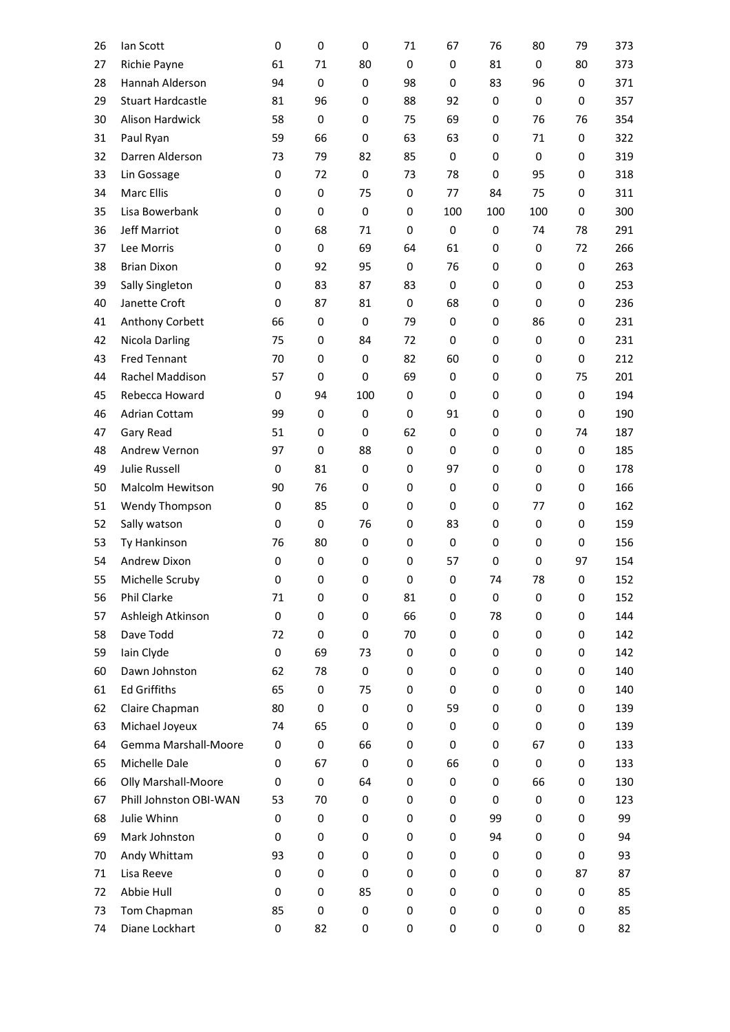| | | | | | | | | | | |
|---|---|---|---|---|---|---|---|---|---|---|
| 26 | Ian Scott | 0 | 0 | 0 | 71 | 67 | 76 | 80 | 79 | 373 |
| 27 | Richie Payne | 61 | 71 | 80 | 0 | 0 | 81 | 0 | 80 | 373 |
| 28 | Hannah Alderson | 94 | 0 | 0 | 98 | 0 | 83 | 96 | 0 | 371 |
| 29 | Stuart Hardcastle | 81 | 96 | 0 | 88 | 92 | 0 | 0 | 0 | 357 |
| 30 | Alison Hardwick | 58 | 0 | 0 | 75 | 69 | 0 | 76 | 76 | 354 |
| 31 | Paul Ryan | 59 | 66 | 0 | 63 | 63 | 0 | 71 | 0 | 322 |
| 32 | Darren Alderson | 73 | 79 | 82 | 85 | 0 | 0 | 0 | 0 | 319 |
| 33 | Lin Gossage | 0 | 72 | 0 | 73 | 78 | 0 | 95 | 0 | 318 |
| 34 | Marc Ellis | 0 | 0 | 75 | 0 | 77 | 84 | 75 | 0 | 311 |
| 35 | Lisa Bowerbank | 0 | 0 | 0 | 0 | 100 | 100 | 100 | 0 | 300 |
| 36 | Jeff Marriot | 0 | 68 | 71 | 0 | 0 | 0 | 74 | 78 | 291 |
| 37 | Lee Morris | 0 | 0 | 69 | 64 | 61 | 0 | 0 | 72 | 266 |
| 38 | Brian Dixon | 0 | 92 | 95 | 0 | 76 | 0 | 0 | 0 | 263 |
| 39 | Sally Singleton | 0 | 83 | 87 | 83 | 0 | 0 | 0 | 0 | 253 |
| 40 | Janette Croft | 0 | 87 | 81 | 0 | 68 | 0 | 0 | 0 | 236 |
| 41 | Anthony Corbett | 66 | 0 | 0 | 79 | 0 | 0 | 86 | 0 | 231 |
| 42 | Nicola Darling | 75 | 0 | 84 | 72 | 0 | 0 | 0 | 0 | 231 |
| 43 | Fred Tennant | 70 | 0 | 0 | 82 | 60 | 0 | 0 | 0 | 212 |
| 44 | Rachel Maddison | 57 | 0 | 0 | 69 | 0 | 0 | 0 | 75 | 201 |
| 45 | Rebecca Howard | 0 | 94 | 100 | 0 | 0 | 0 | 0 | 0 | 194 |
| 46 | Adrian Cottam | 99 | 0 | 0 | 0 | 91 | 0 | 0 | 0 | 190 |
| 47 | Gary Read | 51 | 0 | 0 | 62 | 0 | 0 | 0 | 74 | 187 |
| 48 | Andrew Vernon | 97 | 0 | 88 | 0 | 0 | 0 | 0 | 0 | 185 |
| 49 | Julie Russell | 0 | 81 | 0 | 0 | 97 | 0 | 0 | 0 | 178 |
| 50 | Malcolm Hewitson | 90 | 76 | 0 | 0 | 0 | 0 | 0 | 0 | 166 |
| 51 | Wendy Thompson | 0 | 85 | 0 | 0 | 0 | 0 | 77 | 0 | 162 |
| 52 | Sally watson | 0 | 0 | 76 | 0 | 83 | 0 | 0 | 0 | 159 |
| 53 | Ty Hankinson | 76 | 80 | 0 | 0 | 0 | 0 | 0 | 0 | 156 |
| 54 | Andrew Dixon | 0 | 0 | 0 | 0 | 57 | 0 | 0 | 97 | 154 |
| 55 | Michelle Scruby | 0 | 0 | 0 | 0 | 0 | 74 | 78 | 0 | 152 |
| 56 | Phil Clarke | 71 | 0 | 0 | 81 | 0 | 0 | 0 | 0 | 152 |
| 57 | Ashleigh Atkinson | 0 | 0 | 0 | 66 | 0 | 78 | 0 | 0 | 144 |
| 58 | Dave Todd | 72 | 0 | 0 | 70 | 0 | 0 | 0 | 0 | 142 |
| 59 | Iain Clyde | 0 | 69 | 73 | 0 | 0 | 0 | 0 | 0 | 142 |
| 60 | Dawn Johnston | 62 | 78 | 0 | 0 | 0 | 0 | 0 | 0 | 140 |
| 61 | Ed Griffiths | 65 | 0 | 75 | 0 | 0 | 0 | 0 | 0 | 140 |
| 62 | Claire Chapman | 80 | 0 | 0 | 0 | 59 | 0 | 0 | 0 | 139 |
| 63 | Michael Joyeux | 74 | 65 | 0 | 0 | 0 | 0 | 0 | 0 | 139 |
| 64 | Gemma Marshall-Moore | 0 | 0 | 66 | 0 | 0 | 0 | 67 | 0 | 133 |
| 65 | Michelle Dale | 0 | 67 | 0 | 0 | 66 | 0 | 0 | 0 | 133 |
| 66 | Olly Marshall-Moore | 0 | 0 | 64 | 0 | 0 | 0 | 66 | 0 | 130 |
| 67 | Phill Johnston OBI-WAN | 53 | 70 | 0 | 0 | 0 | 0 | 0 | 0 | 123 |
| 68 | Julie Whinn | 0 | 0 | 0 | 0 | 0 | 99 | 0 | 0 | 99 |
| 69 | Mark Johnston | 0 | 0 | 0 | 0 | 0 | 94 | 0 | 0 | 94 |
| 70 | Andy Whittam | 93 | 0 | 0 | 0 | 0 | 0 | 0 | 0 | 93 |
| 71 | Lisa Reeve | 0 | 0 | 0 | 0 | 0 | 0 | 0 | 87 | 87 |
| 72 | Abbie Hull | 0 | 0 | 85 | 0 | 0 | 0 | 0 | 0 | 85 |
| 73 | Tom Chapman | 85 | 0 | 0 | 0 | 0 | 0 | 0 | 0 | 85 |
| 74 | Diane Lockhart | 0 | 82 | 0 | 0 | 0 | 0 | 0 | 0 | 82 |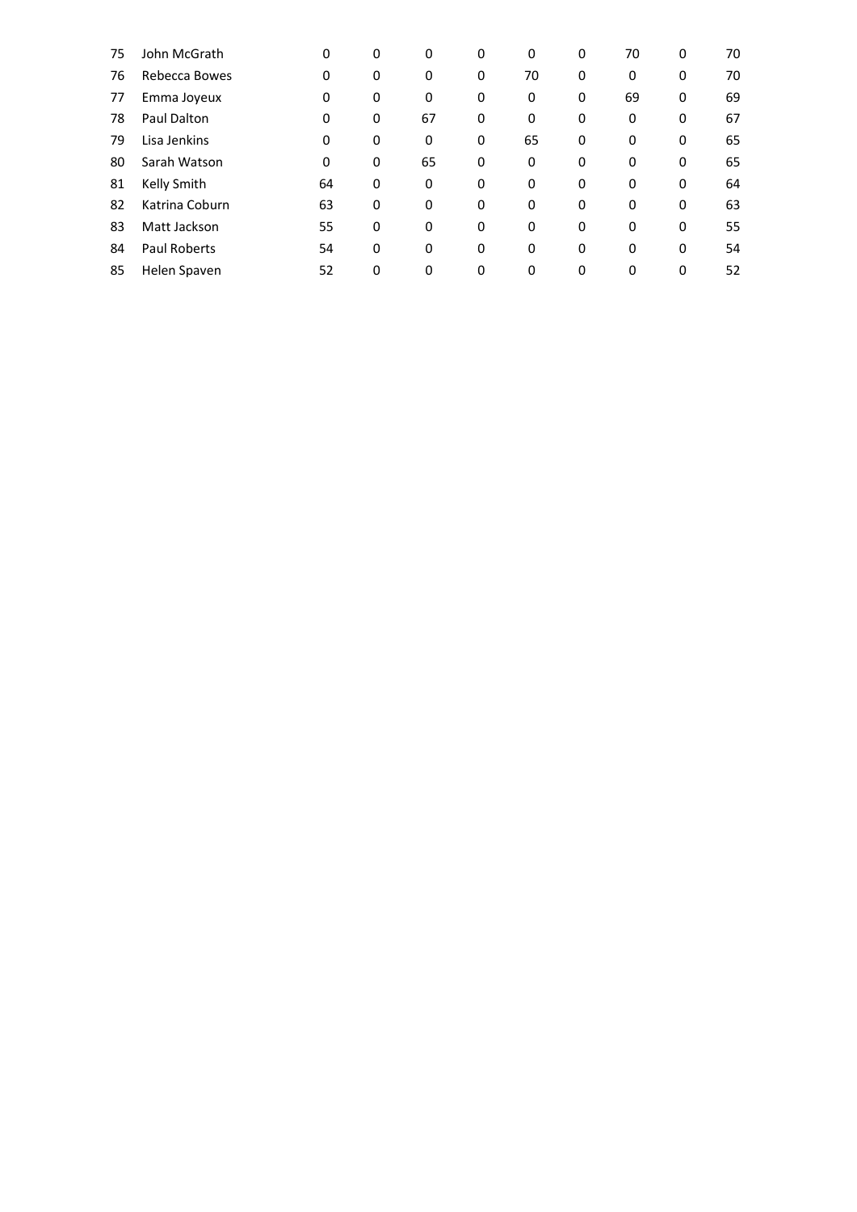| | | | | | | | | | | |
|---|---|---|---|---|---|---|---|---|---|---|
| 75 | John McGrath | 0 | 0 | 0 | 0 | 0 | 0 | 70 | 0 | 70 |
| 76 | Rebecca Bowes | 0 | 0 | 0 | 0 | 70 | 0 | 0 | 0 | 70 |
| 77 | Emma Joyeux | 0 | 0 | 0 | 0 | 0 | 0 | 69 | 0 | 69 |
| 78 | Paul Dalton | 0 | 0 | 67 | 0 | 0 | 0 | 0 | 0 | 67 |
| 79 | Lisa Jenkins | 0 | 0 | 0 | 0 | 65 | 0 | 0 | 0 | 65 |
| 80 | Sarah Watson | 0 | 0 | 65 | 0 | 0 | 0 | 0 | 0 | 65 |
| 81 | Kelly Smith | 64 | 0 | 0 | 0 | 0 | 0 | 0 | 0 | 64 |
| 82 | Katrina Coburn | 63 | 0 | 0 | 0 | 0 | 0 | 0 | 0 | 63 |
| 83 | Matt Jackson | 55 | 0 | 0 | 0 | 0 | 0 | 0 | 0 | 55 |
| 84 | Paul Roberts | 54 | 0 | 0 | 0 | 0 | 0 | 0 | 0 | 54 |
| 85 | Helen Spaven | 52 | 0 | 0 | 0 | 0 | 0 | 0 | 0 | 52 |